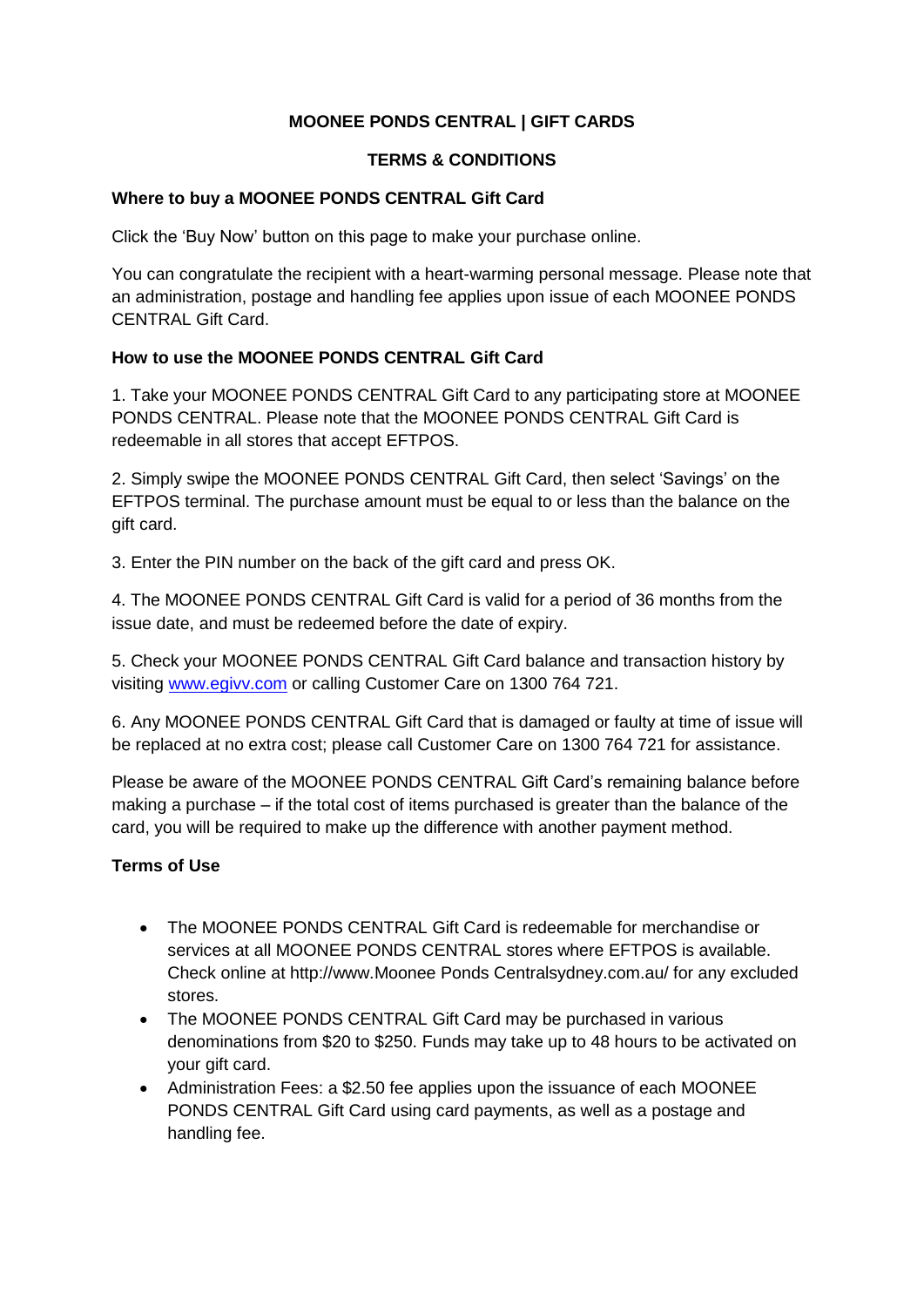# MOONEE PONDS CENTRAL | GIFT CARDS

## TERMS & CONDITIONS

### Where to buy a MOONEE PONDS CENTRAL Gift Card

Click the 'Buy Now' button on this page to make your purchase online.

You can congratulate the recipient with a heart-warming personal message. Please note that an administration, postage and handling fee applies upon issue of each MOONEE PONDS CENTRAL Gift Card.

### How to use the MOONEE PONDS CENTRAL Gift Card

1. Take your MOONEE PONDS CENTRAL Gift Card to any participating store at MOONEE PONDS CENTRAL. Please note that the MOONEE PONDS CENTRAL Gift Card is redeemable in all stores that accept EFTPOS.

2. Simply swipe the MOONEE PONDS CENTRAL Gift Card, then select 'Savings' on the EFTPOS terminal. The purchase amount must be equal to or less than the balance on the gift card.

3. Enter the PIN number on the back of the gift card and press OK.

4. The MOONEE PONDS CENTRAL Gift Card is valid for a period of 36 months from the issue date, and must be redeemed before the date of expiry.

5. Check your MOONEE PONDS CENTRAL Gift Card balance and transaction history by visiting [www.egivv.com](http://www.egivv.com) or calling Customer Care on 1300 764 721.

6. Any MOONEE PONDS CENTRAL Gift Card that is damaged or faulty at time of issue will be replaced at no extra cost; please call Customer Care on 1300 764 721 for assistance.

Please be aware of the MOONEE PONDS CENTRAL Gift Card's remaining balance before making a purchase – if the total cost of items purchased is greater than the balance of the card, you will be required to make up the difference with another payment method.

### Terms of Use

- The MOONEE PONDS CENTRAL Gift Card is redeemable for merchandise or services at all MOONEE PONDS CENTRAL stores where EFTPOS is available. Check online at http://www.Moonee Ponds Centralsydney.com.au/ for any excluded stores.
- The MOONEE PONDS CENTRAL Gift Card may be purchased in various denominations from $20 to $250. Funds may take up to 48 hours to be activated on your gift card.
- Administration Fees: a $2.50 fee applies upon the issuance of each MOONEE PONDS CENTRAL Gift Card using card payments, as well as a postage and handling fee.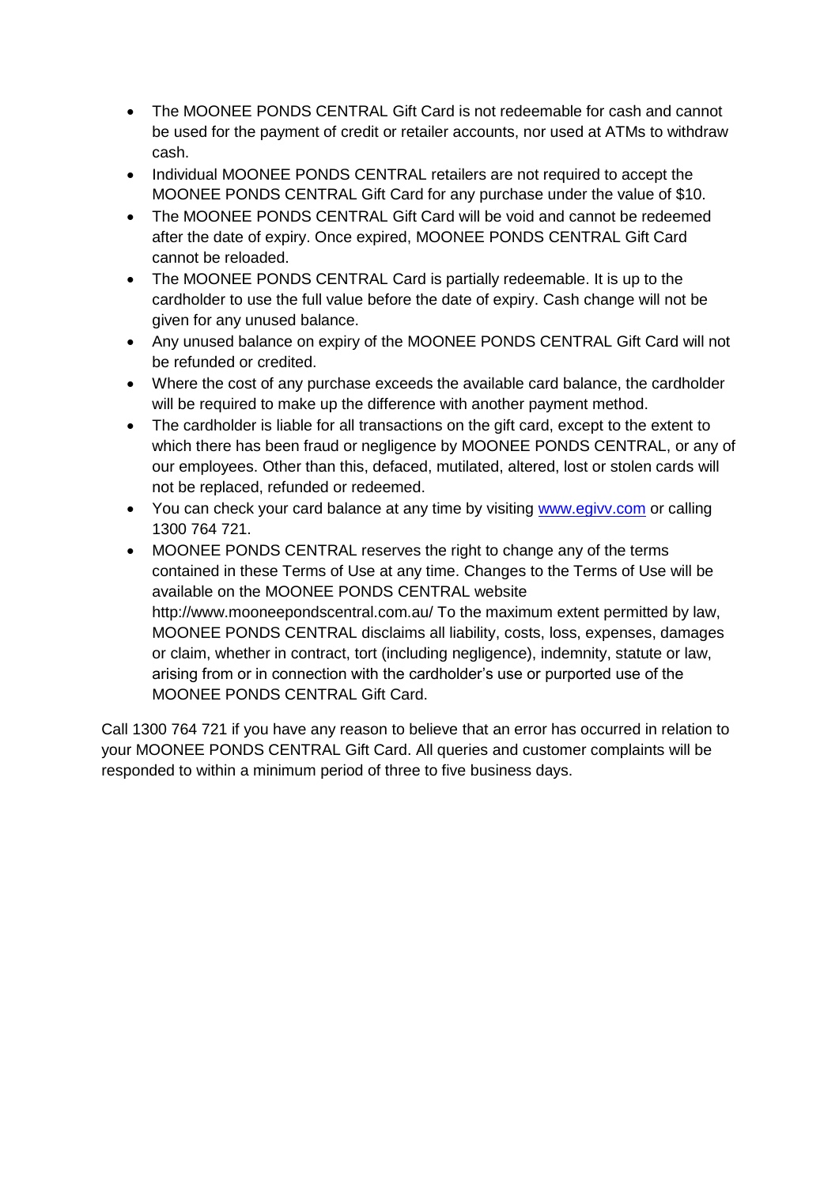- The MOONEE PONDS CENTRAL Gift Card is not redeemable for cash and cannot be used for the payment of credit or retailer accounts, nor used at ATMs to withdraw cash.
- Individual MOONEE PONDS CENTRAL retailers are not required to accept the MOONEE PONDS CENTRAL Gift Card for any purchase under the value of $10.
- The MOONEE PONDS CENTRAL Gift Card will be void and cannot be redeemed after the date of expiry. Once expired, MOONEE PONDS CENTRAL Gift Card cannot be reloaded.
- The MOONEE PONDS CENTRAL Card is partially redeemable. It is up to the cardholder to use the full value before the date of expiry. Cash change will not be given for any unused balance.
- Any unused balance on expiry of the MOONEE PONDS CENTRAL Gift Card will not be refunded or credited.
- Where the cost of any purchase exceeds the available card balance, the cardholder will be required to make up the difference with another payment method.
- The cardholder is liable for all transactions on the gift card, except to the extent to which there has been fraud or negligence by MOONEE PONDS CENTRAL, or any of our employees. Other than this, defaced, mutilated, altered, lost or stolen cards will not be replaced, refunded or redeemed.
- You can check your card balance at any time by visiting [www.egivv.com](http://www.egivv.com) or calling 1300 764 721.
- MOONEE PONDS CENTRAL reserves the right to change any of the terms contained in these Terms of Use at any time. Changes to the Terms of Use will be available on the MOONEE PONDS CENTRAL website http://www.mooneepondscentral.com.au/ To the maximum extent permitted by law, MOONEE PONDS CENTRAL disclaims all liability, costs, loss, expenses, damages or claim, whether in contract, tort (including negligence), indemnity, statute or law, arising from or in connection with the cardholder's use or purported use of the MOONEE PONDS CENTRAL Gift Card.

Call 1300 764 721 if you have any reason to believe that an error has occurred in relation to your MOONEE PONDS CENTRAL Gift Card. All queries and customer complaints will be responded to within a minimum period of three to five business days.